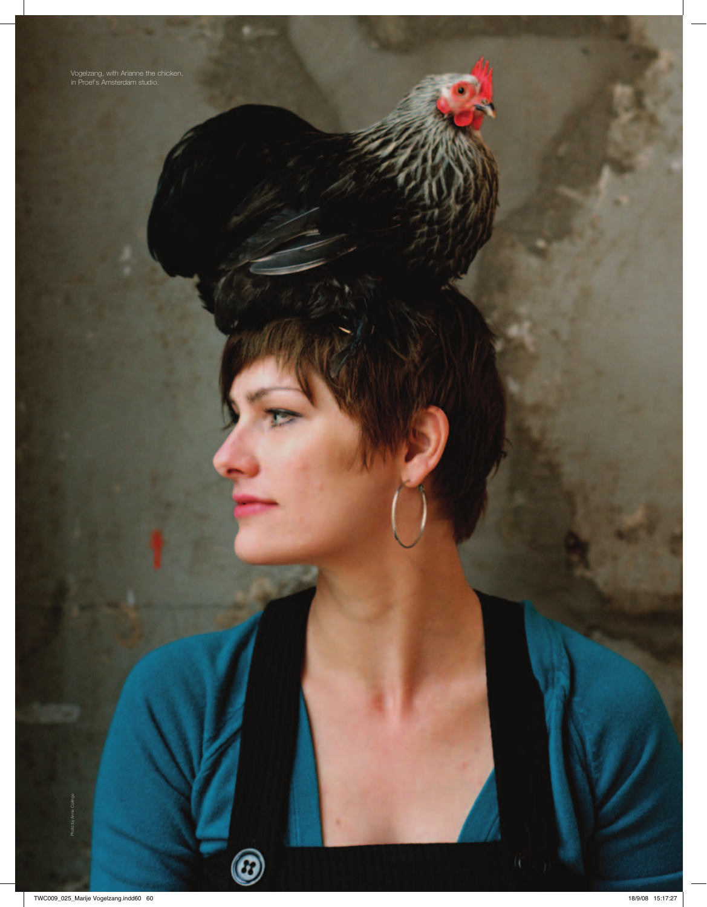Vogelzang, with Arianne the chicken, in Proef's Amsterdam studio.

Photo by Anna Collinge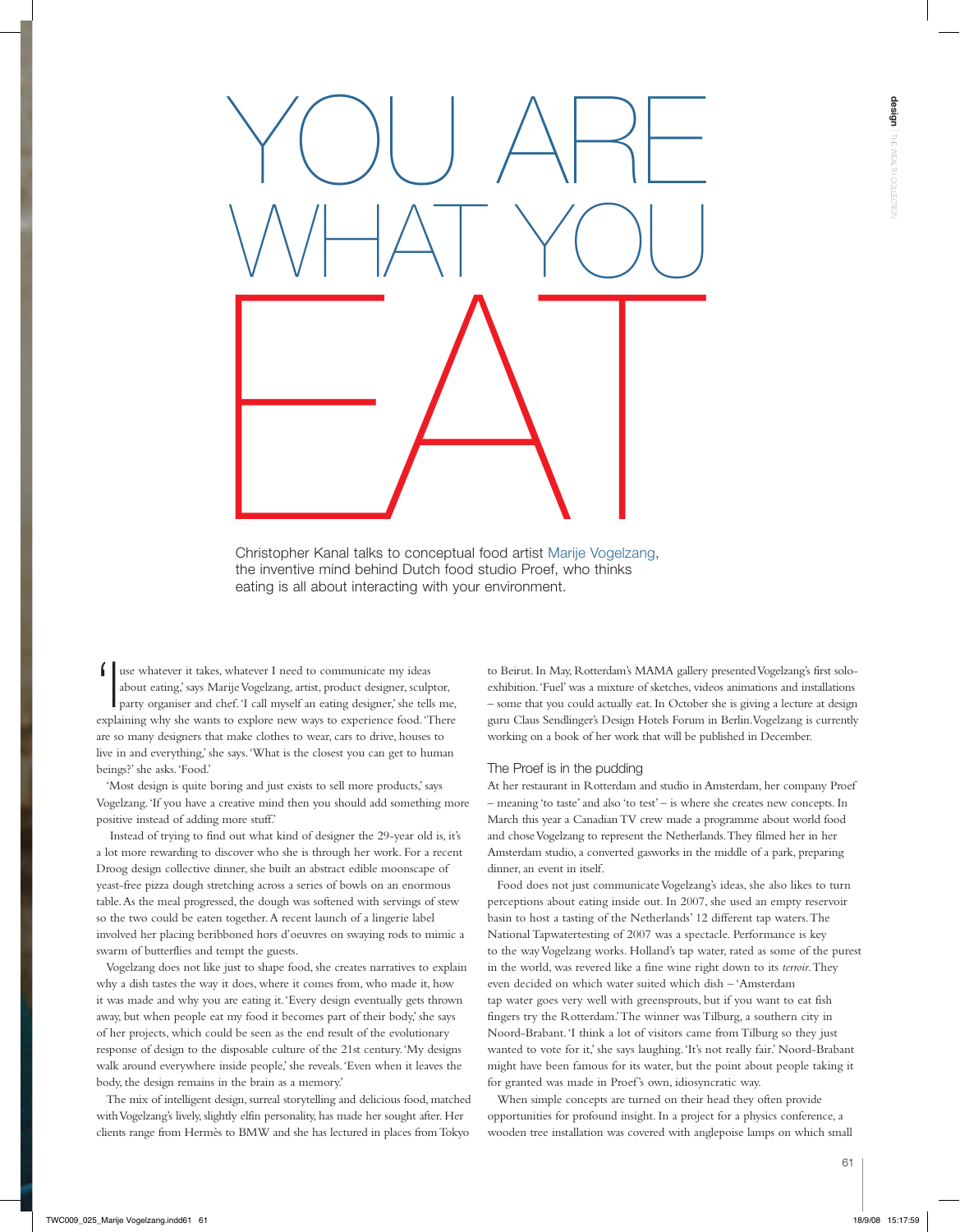# YOU ARE WHAT YOU EAT

Christopher Kanal talks to conceptual food artist Marije Vogelzang, the inventive mind behind Dutch food studio Proef, who thinks eating is all about interacting with your environment.

'I use whatever it takes, whatever I need to communicate my ideas about eating,' says Marije Vogelzang, artist, product designer, sculptor, party organiser and chef. 'I call myself an eating designer,' she tells me, explaining why she wants to explore new ways to experience food. 'There are so many designers that make clothes to wear, cars to drive, houses to live in and everything,' she says. 'What is the closest you can get to human beings?' she asks. 'Food.'

'Most design is quite boring and just exists to sell more products,' says Vogelzang. 'If you have a creative mind then you should add something more positive instead of adding more stuff.'

Instead of trying to find out what kind of designer the 29-year old is, it's a lot more rewarding to discover who she is through her work. For a recent Droog design collective dinner, she built an abstract edible moonscape of yeast-free pizza dough stretching across a series of bowls on an enormous table. As the meal progressed, the dough was softened with servings of stew so the two could be eaten together. A recent launch of a lingerie label involved her placing beribboned hors d'oeuvres on swaying rods to mimic a swarm of butterflies and tempt the guests.

Vogelzang does not like just to shape food, she creates narratives to explain why a dish tastes the way it does, where it comes from, who made it, how it was made and why you are eating it. 'Every design eventually gets thrown away, but when people eat my food it becomes part of their body,' she says of her projects, which could be seen as the end result of the evolutionary response of design to the disposable culture of the 21st century. 'My designs walk around everywhere inside people,' she reveals. 'Even when it leaves the body, the design remains in the brain as a memory.'

The mix of intelligent design, surreal storytelling and delicious food, matched with Vogelzang's lively, slightly elfin personality, has made her sought after. Her clients range from Hermès to BMW and she has lectured in places from Tokyo to Beirut. In May, Rotterdam's MAMA gallery presented Vogelzang's first solo-exhibition. 'Fuel' was a mixture of sketches, videos animations and installations – some that you could actually eat. In October she is giving a lecture at design guru Claus Sendlinger's Design Hotels Forum in Berlin. Vogelzang is currently working on a book of her work that will be published in December.

## The Proef is in the pudding

At her restaurant in Rotterdam and studio in Amsterdam, her company Proef – meaning 'to taste' and also 'to test' – is where she creates new concepts. In March this year a Canadian TV crew made a programme about world food and chose Vogelzang to represent the Netherlands. They filmed her in her Amsterdam studio, a converted gasworks in the middle of a park, preparing dinner, an event in itself.

Food does not just communicate Vogelzang's ideas, she also likes to turn perceptions about eating inside out. In 2007, she used an empty reservoir basin to host a tasting of the Netherlands' 12 different tap waters. The National Tapwatertesting of 2007 was a spectacle. Performance is key to the way Vogelzang works. Holland's tap water, rated as some of the purest in the world, was revered like a fine wine right down to its *terroir*. They even decided on which water suited which dish – 'Amsterdam tap water goes very well with greensprouts, but if you want to eat fish fingers try the Rotterdam.' The winner was Tilburg, a southern city in Noord-Brabant. 'I think a lot of visitors came from Tilburg so they just wanted to vote for it,' she says laughing. 'It's not really fair.' Noord-Brabant might have been famous for its water, but the point about people taking it for granted was made in Proef's own, idiosyncratic way.

When simple concepts are turned on their head they often provide opportunities for profound insight. In a project for a physics conference, a wooden tree installation was covered with anglepoise lamps on which small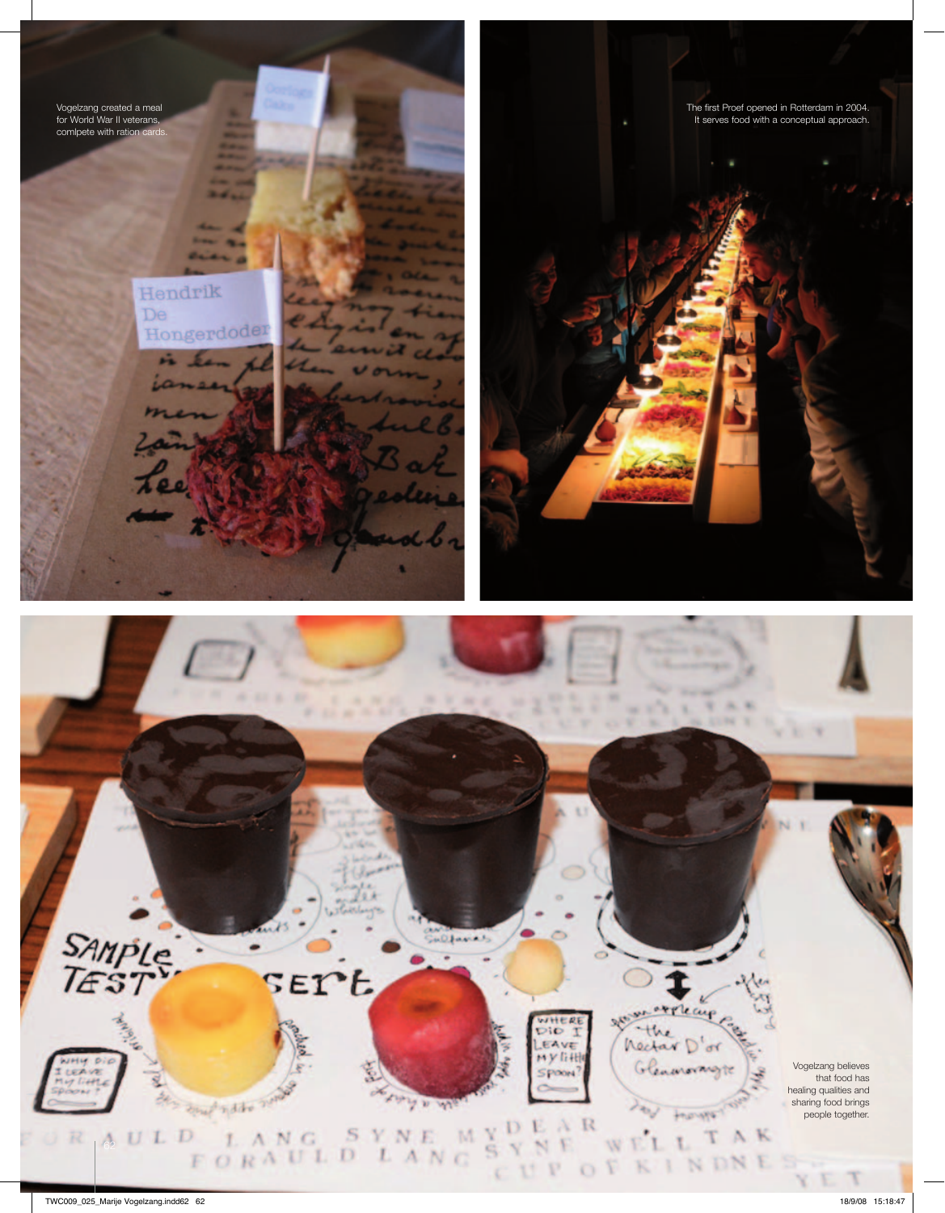Vogelzang created a meal for World War II veterans, comlpete with ration cards.

The first Proef opened in Rotterdam in 2004. It serves food with a conceptual approach.

Vogelzang believes that food has healing qualities and sharing food brings people together.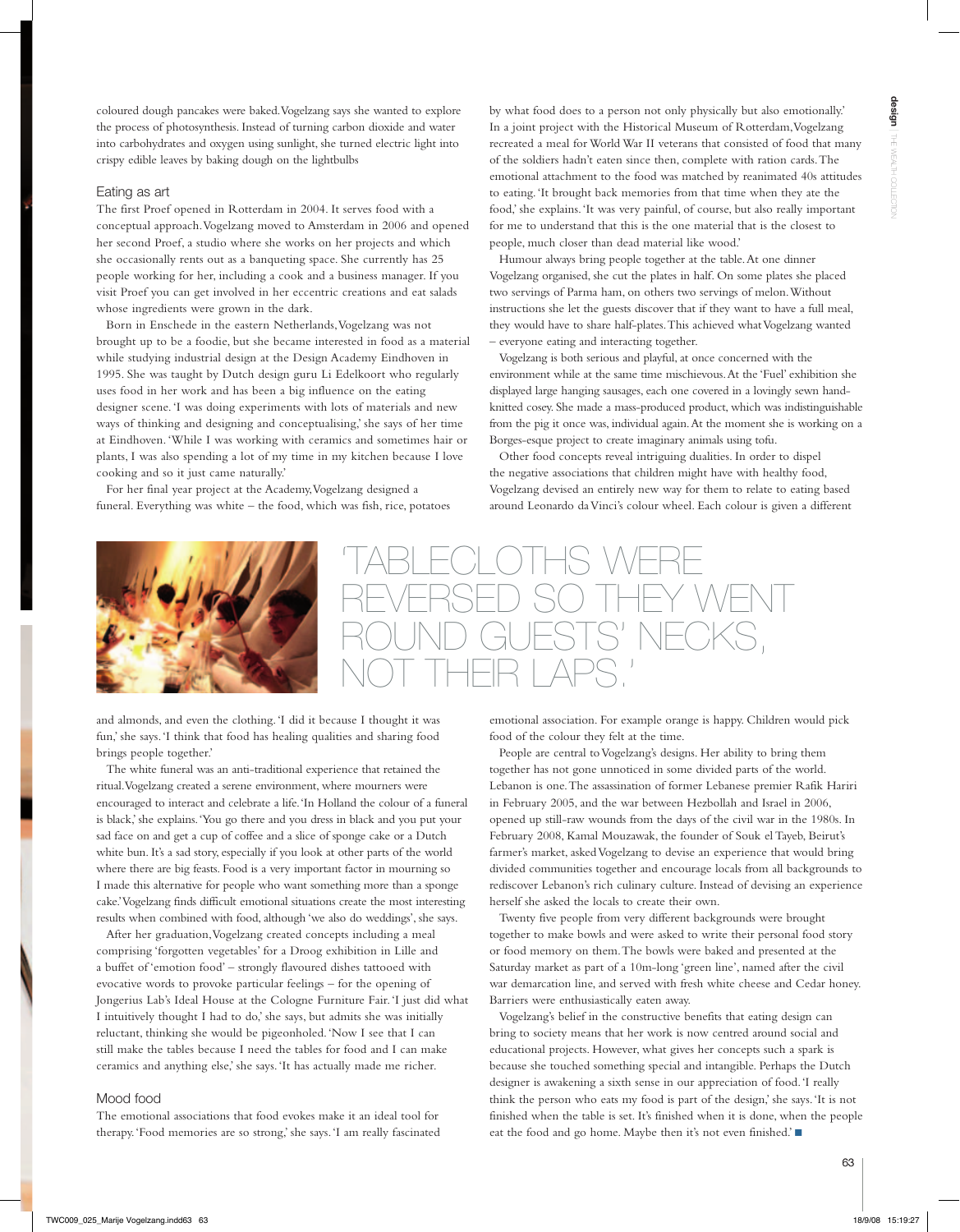coloured dough pancakes were baked. Vogelzang says she wanted to explore the process of photosynthesis. Instead of turning carbon dioxide and water into carbohydrates and oxygen using sunlight, she turned electric light into crispy edible leaves by baking dough on the lightbulbs

## Eating as art

The first Proef opened in Rotterdam in 2004. It serves food with a conceptual approach. Vogelzang moved to Amsterdam in 2006 and opened her second Proef, a studio where she works on her projects and which she occasionally rents out as a banqueting space. She currently has 25 people working for her, including a cook and a business manager. If you visit Proef you can get involved in her eccentric creations and eat salads whose ingredients were grown in the dark.

Born in Enschede in the eastern Netherlands, Vogelzang was not brought up to be a foodie, but she became interested in food as a material while studying industrial design at the Design Academy Eindhoven in 1995. She was taught by Dutch design guru Li Edelkoort who regularly uses food in her work and has been a big influence on the eating designer scene. 'I was doing experiments with lots of materials and new ways of thinking and designing and conceptualising,' she says of her time at Eindhoven. 'While I was working with ceramics and sometimes hair or plants, I was also spending a lot of my time in my kitchen because I love cooking and so it just came naturally.'

For her final year project at the Academy, Vogelzang designed a funeral. Everything was white – the food, which was fish, rice, potatoes and almonds, and even the clothing. 'I did it because I thought it was fun,' she says. 'I think that food has healing qualities and sharing food brings people together.'

The white funeral was an anti-traditional experience that retained the ritual. Vogelzang created a serene environment, where mourners were encouraged to interact and celebrate a life. 'In Holland the colour of a funeral is black,' she explains. 'You go there and you dress in black and you put your sad face on and get a cup of coffee and a slice of sponge cake or a Dutch white bun. It's a sad story, especially if you look at other parts of the world where there are big feasts. Food is a very important factor in mourning so I made this alternative for people who want something more than a sponge cake.' Vogelzang finds difficult emotional situations create the most interesting results when combined with food, although 'we also do weddings', she says.

After her graduation, Vogelzang created concepts including a meal comprising 'forgotten vegetables' for a Droog exhibition in Lille and a buffet of 'emotion food' – strongly flavoured dishes tattooed with evocative words to provoke particular feelings – for the opening of Jongerius Lab's Ideal House at the Cologne Furniture Fair. 'I just did what I intuitively thought I had to do,' she says, but admits she was initially reluctant, thinking she would be pigeonholed. 'Now I see that I can still make the tables because I need the tables for food and I can make ceramics and anything else,' she says. 'It has actually made me richer.

## Mood food

The emotional associations that food evokes make it an ideal tool for therapy. 'Food memories are so strong,' she says. 'I am really fascinated by what food does to a person not only physically but also emotionally.' In a joint project with the Historical Museum of Rotterdam, Vogelzang recreated a meal for World War II veterans that consisted of food that many of the soldiers hadn't eaten since then, complete with ration cards. The emotional attachment to the food was matched by reanimated 40s attitudes to eating. 'It brought back memories from that time when they ate the food,' she explains. 'It was very painful, of course, but also really important for me to understand that this is the one material that is the closest to people, much closer than dead material like wood.'

Humour always bring people together at the table. At one dinner Vogelzang organised, she cut the plates in half. On some plates she placed two servings of Parma ham, on others two servings of melon. Without instructions she let the guests discover that if they want to have a full meal, they would have to share half-plates. This achieved what Vogelzang wanted – everyone eating and interacting together.

Vogelzang is both serious and playful, at once concerned with the environment while at the same time mischievous. At the 'Fuel' exhibition she displayed large hanging sausages, each one covered in a lovingly sewn hand-knitted cosey. She made a mass-produced product, which was indistinguishable from the pig it once was, individual again. At the moment she is working on a Borges-esque project to create imaginary animals using tofu.

Other food concepts reveal intriguing dualities. In order to dispel the negative associations that children might have with healthy food, Vogelzang devised an entirely new way for them to relate to eating based around Leonardo da Vinci's colour wheel. Each colour is given a different emotional association. For example orange is happy. Children would pick food of the colour they felt at the time.

'TABLECLOTHS WERE REVERSED SO THEY WENT ROUND GUESTS' NECKS, NOT THEIR LAPS.'

People are central to Vogelzang's designs. Her ability to bring them together has not gone unnoticed in some divided parts of the world. Lebanon is one. The assassination of former Lebanese premier Rafik Hariri in February 2005, and the war between Hezbollah and Israel in 2006, opened up still-raw wounds from the days of the civil war in the 1980s. In February 2008, Kamal Mouzawak, the founder of Souk el Tayeb, Beirut's farmer's market, asked Vogelzang to devise an experience that would bring divided communities together and encourage locals from all backgrounds to rediscover Lebanon's rich culinary culture. Instead of devising an experience herself she asked the locals to create their own.

Twenty five people from very different backgrounds were brought together to make bowls and were asked to write their personal food story or food memory on them. The bowls were baked and presented at the Saturday market as part of a 10m-long 'green line', named after the civil war demarcation line, and served with fresh white cheese and Cedar honey. Barriers were enthusiastically eaten away.

Vogelzang's belief in the constructive benefits that eating design can bring to society means that her work is now centred around social and educational projects. However, what gives her concepts such a spark is because she touched something special and intangible. Perhaps the Dutch designer is awakening a sixth sense in our appreciation of food. 'I really think the person who eats my food is part of the design,' she says. 'It is not finished when the table is set. It's finished when it is done, when the people eat the food and go home. Maybe then it's not even finished.' ■